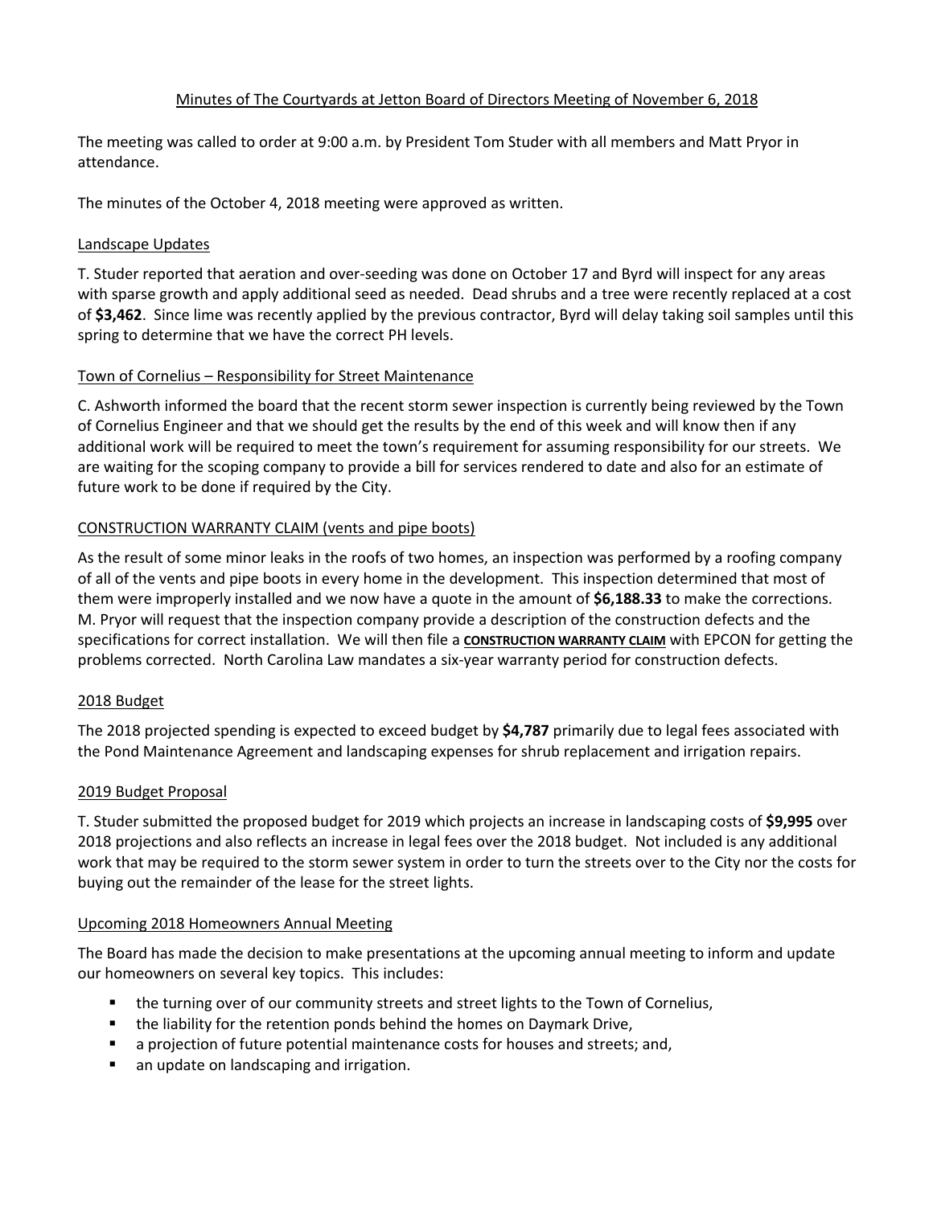# Minutes of The Courtyards at Jetton Board of Directors Meeting of November 6, 2018

The meeting was called to order at 9:00 a.m. by President Tom Studer with all members and Matt Pryor in attendance.

The minutes of the October 4, 2018 meeting were approved as written.

## Landscape Updates

T. Studer reported that aeration and over-seeding was done on October 17 and Byrd will inspect for any areas with sparse growth and apply additional seed as needed. Dead shrubs and a tree were recently replaced at a cost of **$3,462**. Since lime was recently applied by the previous contractor, Byrd will delay taking soil samples until this spring to determine that we have the correct PH levels.

## Town of Cornelius – Responsibility for Street Maintenance

C. Ashworth informed the board that the recent storm sewer inspection is currently being reviewed by the Town of Cornelius Engineer and that we should get the results by the end of this week and will know then if any additional work will be required to meet the town's requirement for assuming responsibility for our streets. We are waiting for the scoping company to provide a bill for services rendered to date and also for an estimate of future work to be done if required by the City.

## CONSTRUCTION WARRANTY CLAIM (vents and pipe boots)

As the result of some minor leaks in the roofs of two homes, an inspection was performed by a roofing company of all of the vents and pipe boots in every home in the development. This inspection determined that most of them were improperly installed and we now have a quote in the amount of **$6,188.33** to make the corrections. M. Pryor will request that the inspection company provide a description of the construction defects and the specifications for correct installation. We will then file a **CONSTRUCTION WARRANTY CLAIM** with EPCON for getting the problems corrected. North Carolina Law mandates a six-year warranty period for construction defects.

## 2018 Budget

The 2018 projected spending is expected to exceed budget by **$4,787** primarily due to legal fees associated with the Pond Maintenance Agreement and landscaping expenses for shrub replacement and irrigation repairs.

## 2019 Budget Proposal

T. Studer submitted the proposed budget for 2019 which projects an increase in landscaping costs of **$9,995** over 2018 projections and also reflects an increase in legal fees over the 2018 budget. Not included is any additional work that may be required to the storm sewer system in order to turn the streets over to the City nor the costs for buying out the remainder of the lease for the street lights.

## Upcoming 2018 Homeowners Annual Meeting

The Board has made the decision to make presentations at the upcoming annual meeting to inform and update our homeowners on several key topics. This includes:

- the turning over of our community streets and street lights to the Town of Cornelius,
- the liability for the retention ponds behind the homes on Daymark Drive,
- a projection of future potential maintenance costs for houses and streets; and,
- an update on landscaping and irrigation.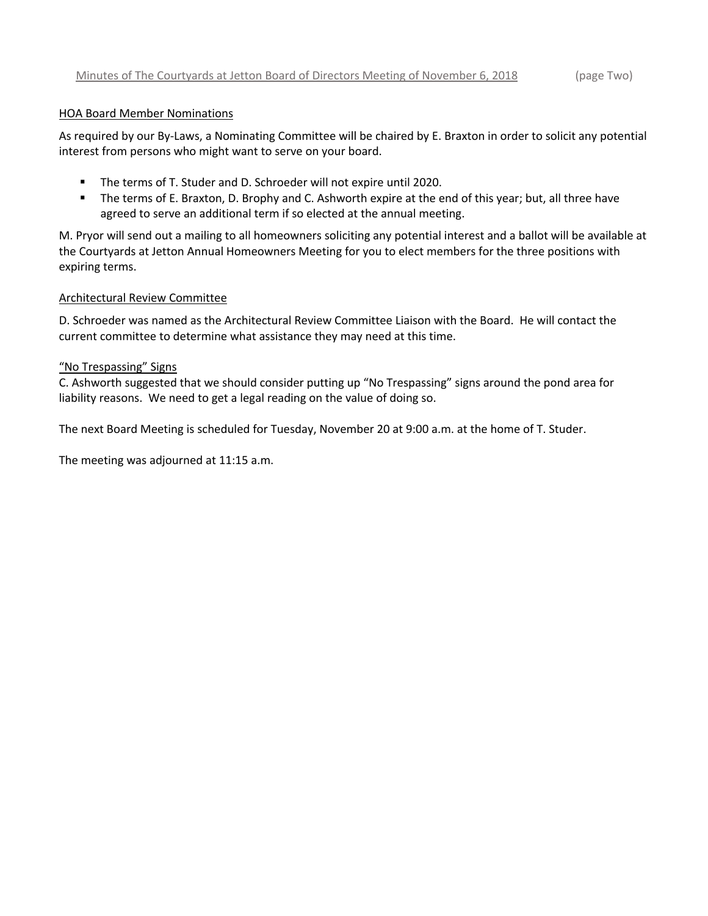## HOA Board Member Nominations

As required by our By-Laws, a Nominating Committee will be chaired by E. Braxton in order to solicit any potential interest from persons who might want to serve on your board.

- The terms of T. Studer and D. Schroeder will not expire until 2020.
- The terms of E. Braxton, D. Brophy and C. Ashworth expire at the end of this year; but, all three have agreed to serve an additional term if so elected at the annual meeting.

M. Pryor will send out a mailing to all homeowners soliciting any potential interest and a ballot will be available at the Courtyards at Jetton Annual Homeowners Meeting for you to elect members for the three positions with expiring terms.

## Architectural Review Committee

D. Schroeder was named as the Architectural Review Committee Liaison with the Board. He will contact the current committee to determine what assistance they may need at this time.

## "No Trespassing" Signs

C. Ashworth suggested that we should consider putting up "No Trespassing" signs around the pond area for liability reasons. We need to get a legal reading on the value of doing so.

The next Board Meeting is scheduled for Tuesday, November 20 at 9:00 a.m. at the home of T. Studer.

The meeting was adjourned at 11:15 a.m.